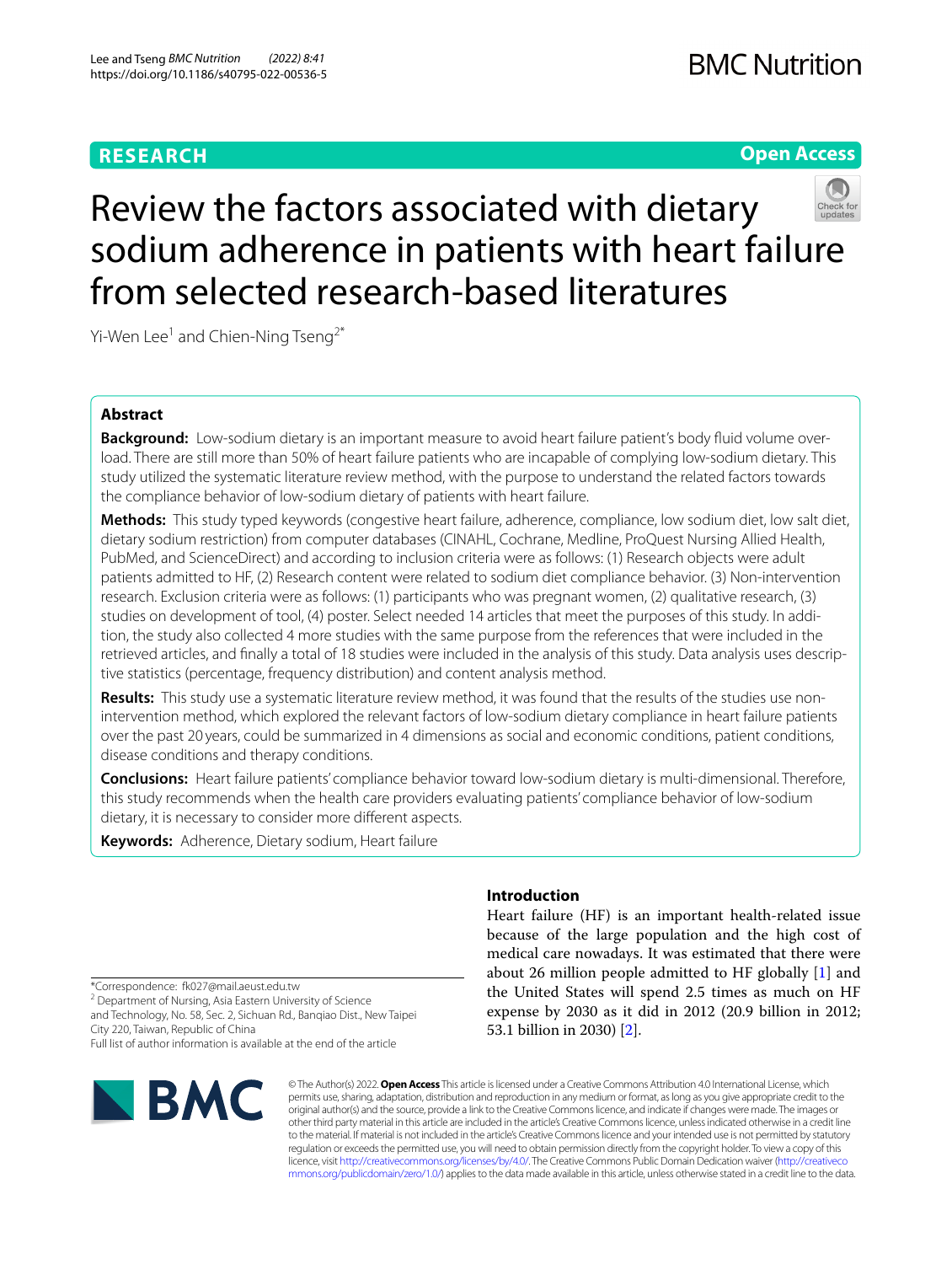RESEARCH

Open Access

# Review the factors associated with dietary sodium adherence in patients with heart failure from selected research-based literatures

Yi-Wen Lee[1] and Chien-Ning Tseng[2*]

## Abstract

**Background:** Low-sodium dietary is an important measure to avoid heart failure patient's body fluid volume overload. There are still more than 50% of heart failure patients who are incapable of complying low-sodium dietary. This study utilized the systematic literature review method, with the purpose to understand the related factors towards the compliance behavior of low-sodium dietary of patients with heart failure.

**Methods:** This study typed keywords (congestive heart failure, adherence, compliance, low sodium diet, low salt diet, dietary sodium restriction) from computer databases (CINAHL, Cochrane, Medline, ProQuest Nursing Allied Health, PubMed, and ScienceDirect) and according to inclusion criteria were as follows: (1) Research objects were adult patients admitted to HF, (2) Research content were related to sodium diet compliance behavior. (3) Non-intervention research. Exclusion criteria were as follows: (1) participants who was pregnant women, (2) qualitative research, (3) studies on development of tool, (4) poster. Select needed 14 articles that meet the purposes of this study. In addition, the study also collected 4 more studies with the same purpose from the references that were included in the retrieved articles, and finally a total of 18 studies were included in the analysis of this study. Data analysis uses descriptive statistics (percentage, frequency distribution) and content analysis method.

**Results:** This study use a systematic literature review method, it was found that the results of the studies use non-intervention method, which explored the relevant factors of low-sodium dietary compliance in heart failure patients over the past 20 years, could be summarized in 4 dimensions as social and economic conditions, patient conditions, disease conditions and therapy conditions.

**Conclusions:** Heart failure patients' compliance behavior toward low-sodium dietary is multi-dimensional. Therefore, this study recommends when the health care providers evaluating patients' compliance behavior of low-sodium dietary, it is necessary to consider more different aspects.

**Keywords:** Adherence, Dietary sodium, Heart failure

## Introduction

Heart failure (HF) is an important health-related issue because of the large population and the high cost of medical care nowadays. It was estimated that there were about 26 million people admitted to HF globally [1] and the United States will spend 2.5 times as much on HF expense by 2030 as it did in 2012 (20.9 billion in 2012; 53.1 billion in 2030) [2].

*Correspondence: fk027@mail.aeust.edu.tw

[2] Department of Nursing, Asia Eastern University of Science and Technology, No. 58, Sec. 2, Sichuan Rd., Banqiao Dist., New Taipei City 220, Taiwan, Republic of China

Full list of author information is available at the end of the article

© The Author(s) 2022. **Open Access** This article is licensed under a Creative Commons Attribution 4.0 International License, which permits use, sharing, adaptation, distribution and reproduction in any medium or format, as long as you give appropriate credit to the original author(s) and the source, provide a link to the Creative Commons licence, and indicate if changes were made. The images or other third party material in this article are included in the article's Creative Commons licence, unless indicated otherwise in a credit line to the material. If material is not included in the article's Creative Commons licence and your intended use is not permitted by statutory regulation or exceeds the permitted use, you will need to obtain permission directly from the copyright holder. To view a copy of this licence, visit http://creativecommons.org/licenses/by/4.0/. The Creative Commons Public Domain Dedication waiver (http://creativecommons.org/publicdomain/zero/1.0/) applies to the data made available in this article, unless otherwise stated in a credit line to the data.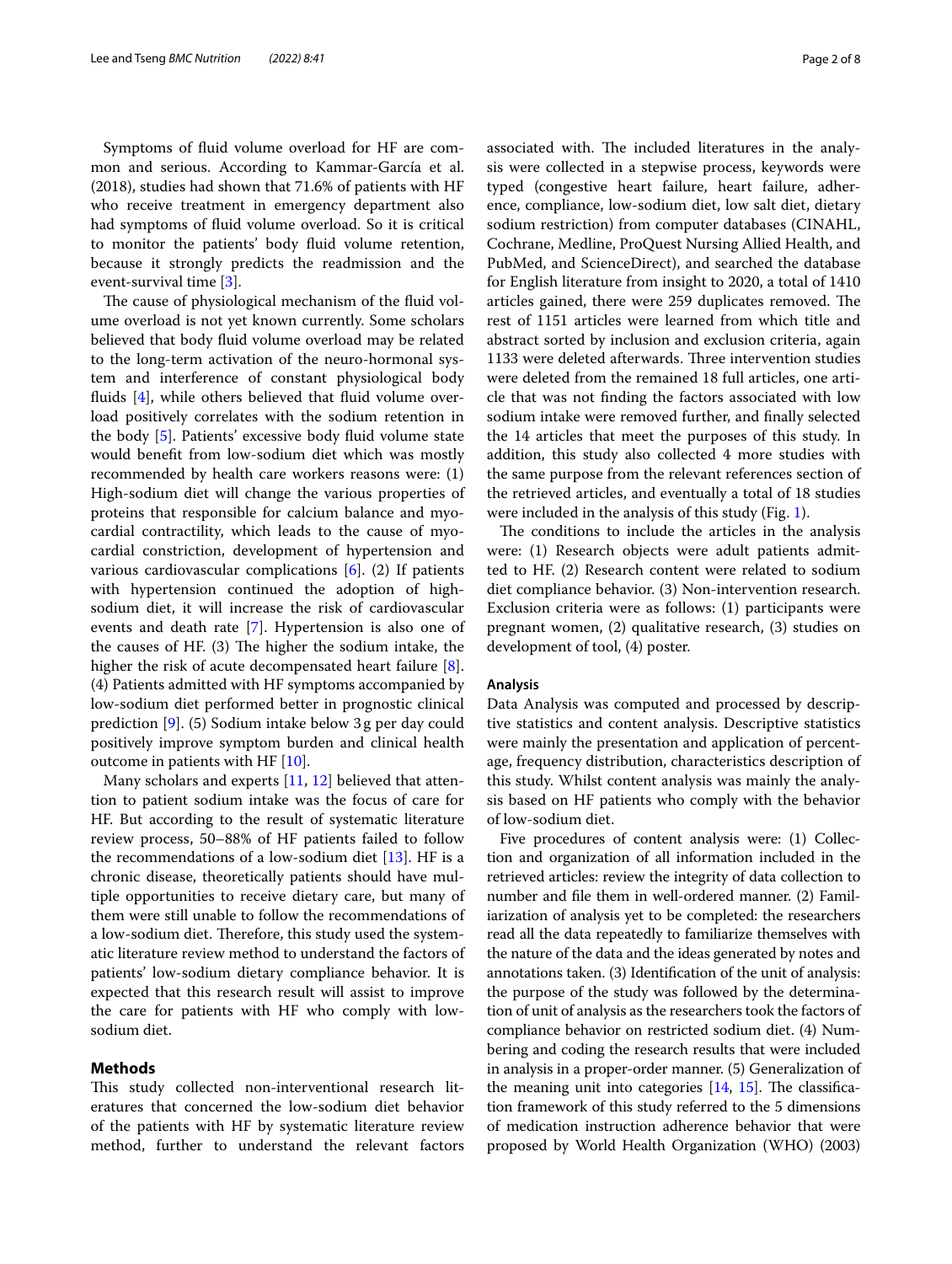Symptoms of fluid volume overload for HF are common and serious. According to Kammar-García et al. (2018), studies had shown that 71.6% of patients with HF who receive treatment in emergency department also had symptoms of fluid volume overload. So it is critical to monitor the patients' body fluid volume retention, because it strongly predicts the readmission and the event-survival time [3].

The cause of physiological mechanism of the fluid volume overload is not yet known currently. Some scholars believed that body fluid volume overload may be related to the long-term activation of the neuro-hormonal system and interference of constant physiological body fluids [4], while others believed that fluid volume overload positively correlates with the sodium retention in the body [5]. Patients' excessive body fluid volume state would benefit from low-sodium diet which was mostly recommended by health care workers reasons were: (1) High-sodium diet will change the various properties of proteins that responsible for calcium balance and myocardial contractility, which leads to the cause of myocardial constriction, development of hypertension and various cardiovascular complications [6]. (2) If patients with hypertension continued the adoption of high-sodium diet, it will increase the risk of cardiovascular events and death rate [7]. Hypertension is also one of the causes of HF. (3) The higher the sodium intake, the higher the risk of acute decompensated heart failure [8]. (4) Patients admitted with HF symptoms accompanied by low-sodium diet performed better in prognostic clinical prediction [9]. (5) Sodium intake below 3 g per day could positively improve symptom burden and clinical health outcome in patients with HF [10].

Many scholars and experts [11, 12] believed that attention to patient sodium intake was the focus of care for HF. But according to the result of systematic literature review process, 50–88% of HF patients failed to follow the recommendations of a low-sodium diet [13]. HF is a chronic disease, theoretically patients should have multiple opportunities to receive dietary care, but many of them were still unable to follow the recommendations of a low-sodium diet. Therefore, this study used the systematic literature review method to understand the factors of patients' low-sodium dietary compliance behavior. It is expected that this research result will assist to improve the care for patients with HF who comply with low-sodium diet.

## Methods

This study collected non-interventional research literatures that concerned the low-sodium diet behavior of the patients with HF by systematic literature review method, further to understand the relevant factors associated with. The included literatures in the analysis were collected in a stepwise process, keywords were typed (congestive heart failure, heart failure, adherence, compliance, low-sodium diet, low salt diet, dietary sodium restriction) from computer databases (CINAHL, Cochrane, Medline, ProQuest Nursing Allied Health, and PubMed, and ScienceDirect), and searched the database for English literature from insight to 2020, a total of 1410 articles gained, there were 259 duplicates removed. The rest of 1151 articles were learned from which title and abstract sorted by inclusion and exclusion criteria, again 1133 were deleted afterwards. Three intervention studies were deleted from the remained 18 full articles, one article that was not finding the factors associated with low sodium intake were removed further, and finally selected the 14 articles that meet the purposes of this study. In addition, this study also collected 4 more studies with the same purpose from the relevant references section of the retrieved articles, and eventually a total of 18 studies were included in the analysis of this study (Fig. 1).

The conditions to include the articles in the analysis were: (1) Research objects were adult patients admitted to HF. (2) Research content were related to sodium diet compliance behavior. (3) Non-intervention research. Exclusion criteria were as follows: (1) participants were pregnant women, (2) qualitative research, (3) studies on development of tool, (4) poster.

### Analysis

Data Analysis was computed and processed by descriptive statistics and content analysis. Descriptive statistics were mainly the presentation and application of percentage, frequency distribution, characteristics description of this study. Whilst content analysis was mainly the analysis based on HF patients who comply with the behavior of low-sodium diet.

Five procedures of content analysis were: (1) Collection and organization of all information included in the retrieved articles: review the integrity of data collection to number and file them in well-ordered manner. (2) Familiarization of analysis yet to be completed: the researchers read all the data repeatedly to familiarize themselves with the nature of the data and the ideas generated by notes and annotations taken. (3) Identification of the unit of analysis: the purpose of the study was followed by the determination of unit of analysis as the researchers took the factors of compliance behavior on restricted sodium diet. (4) Numbering and coding the research results that were included in analysis in a proper-order manner. (5) Generalization of the meaning unit into categories [14, 15]. The classification framework of this study referred to the 5 dimensions of medication instruction adherence behavior that were proposed by World Health Organization (WHO) (2003)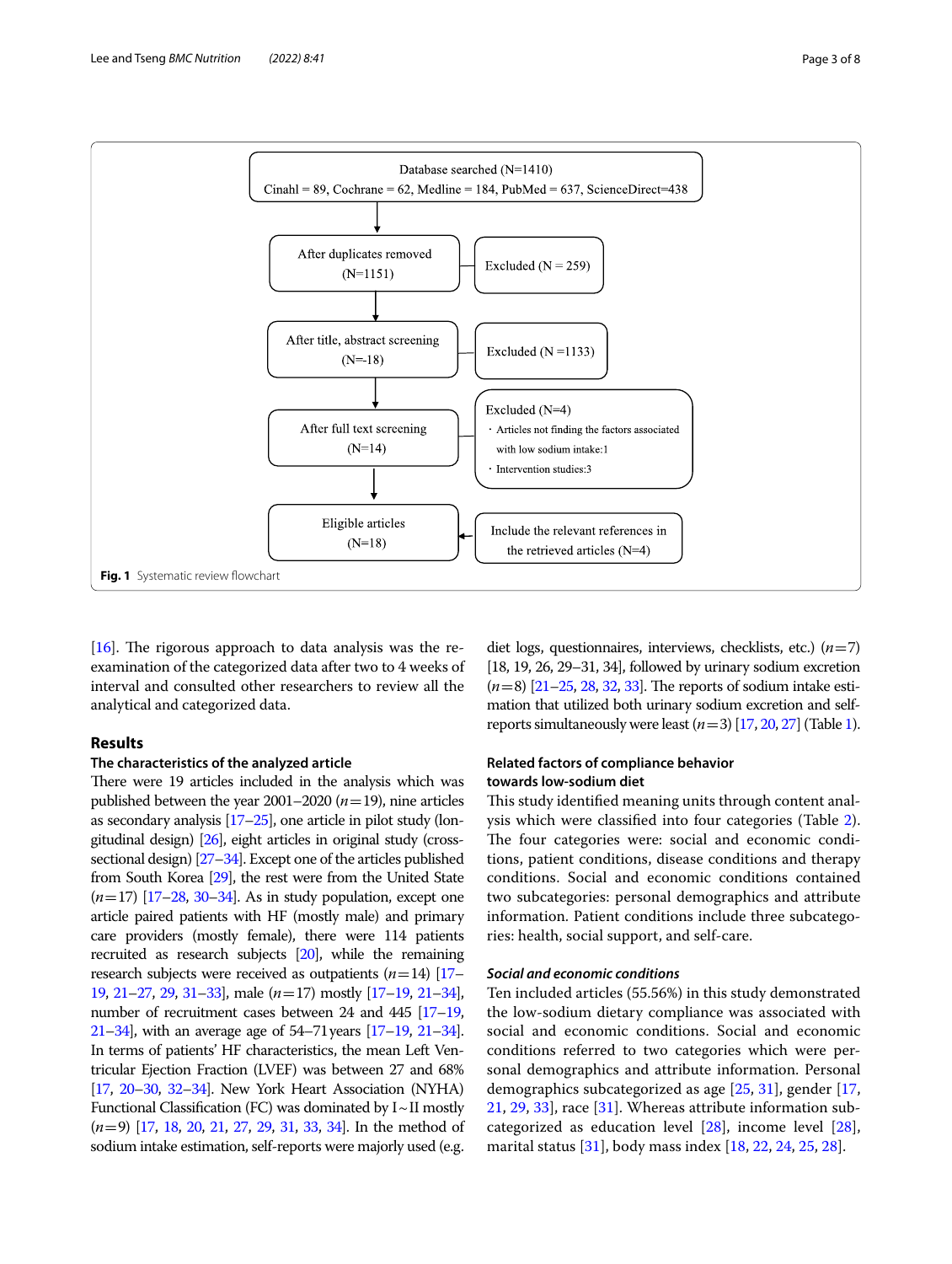Database searched (N=1410)
Cinahl = 89, Cochrane = 62, Medline = 184, PubMed = 637, ScienceDirect=438

After duplicates removed (N=1151) — Excluded (N = 259)

After title, abstract screening (N=-18) — Excluded (N =1133)

After full text screening (N=14) — Excluded (N=4)
- Articles not finding the factors associated with low sodium intake:1
- Intervention studies:3

Eligible articles (N=18) — Include the relevant references in the retrieved articles (N=4)

**Fig. 1** Systematic review flowchart

[16]. The rigorous approach to data analysis was the re-examination of the categorized data after two to 4 weeks of interval and consulted other researchers to review all the analytical and categorized data.

## Results

### The characteristics of the analyzed article

There were 19 articles included in the analysis which was published between the year 2001–2020 ($n=19$), nine articles as secondary analysis [17–25], one article in pilot study (longitudinal design) [26], eight articles in original study (cross-sectional design) [27–34]. Except one of the articles published from South Korea [29], the rest were from the United State ($n=17$) [17–28, 30–34]. As in study population, except one article paired patients with HF (mostly male) and primary care providers (mostly female), there were 114 patients recruited as research subjects [20], while the remaining research subjects were received as outpatients ($n=14$) [17–19, 21–27, 29, 31–33], male ($n=17$) mostly [17–19, 21–34], number of recruitment cases between 24 and 445 [17–19, 21–34], with an average age of 54–71 years [17–19, 21–34]. In terms of patients' HF characteristics, the mean Left Ventricular Ejection Fraction (LVEF) was between 27 and 68% [17, 20–30, 32–34]. New York Heart Association (NYHA) Functional Classification (FC) was dominated by I ~ II mostly ($n=9$) [17, 18, 20, 21, 27, 29, 31, 33, 34]. In the method of sodium intake estimation, self-reports were majorly used (e.g. diet logs, questionnaires, interviews, checklists, etc.) ($n=7$) [18, 19, 26, 29–31, 34], followed by urinary sodium excretion ($n=8$) [21–25, 28, 32, 33]. The reports of sodium intake estimation that utilized both urinary sodium excretion and self-reports simultaneously were least ($n=3$) [17, 20, 27] (Table 1).

### Related factors of compliance behavior towards low-sodium diet

This study identified meaning units through content analysis which were classified into four categories (Table 2). The four categories were: social and economic conditions, patient conditions, disease conditions and therapy conditions. Social and economic conditions contained two subcategories: personal demographics and attribute information. Patient conditions include three subcategories: health, social support, and self-care.

#### *Social and economic conditions*

Ten included articles (55.56%) in this study demonstrated the low-sodium dietary compliance was associated with social and economic conditions. Social and economic conditions referred to two categories which were personal demographics and attribute information. Personal demographics subcategorized as age [25, 31], gender [17, 21, 29, 33], race [31]. Whereas attribute information subcategorized as education level [28], income level [28], marital status [31], body mass index [18, 22, 24, 25, 28].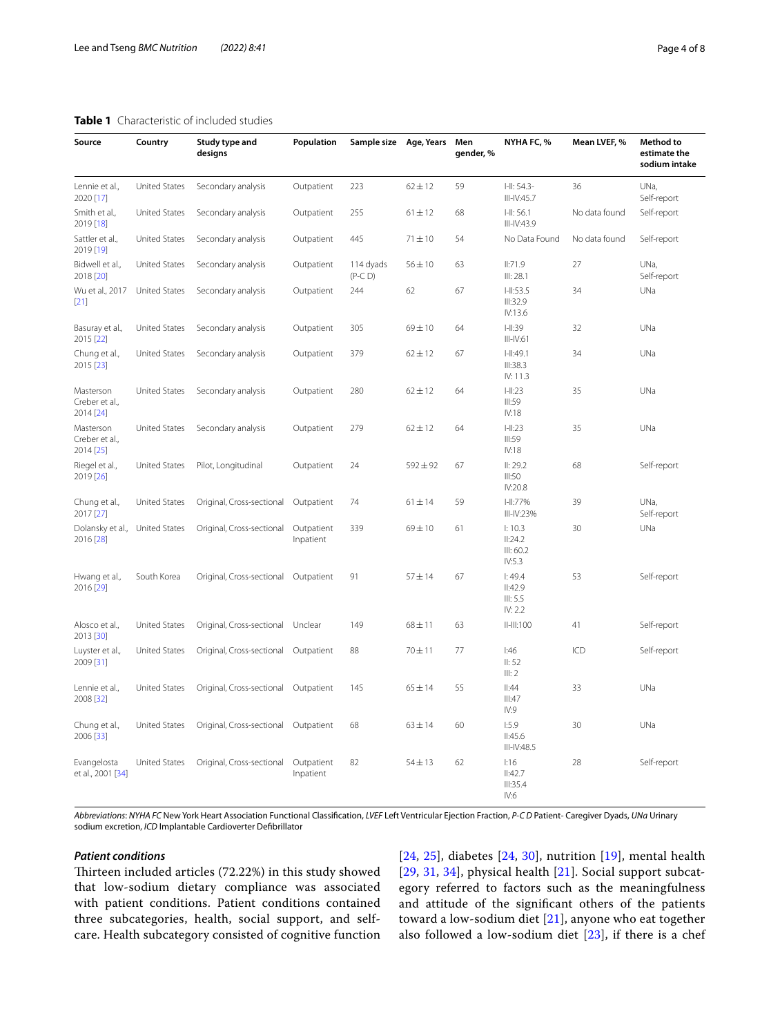**Table 1** Characteristic of included studies

| Source | Country | Study type and designs | Population | Sample size | Age, Years | Men gender, % | NYHA FC, % | Mean LVEF, % | Method to estimate the sodium intake |
|---|---|---|---|---|---|---|---|---|---|
| Lennie et al., 2020 [17] | United States | Secondary analysis | Outpatient | 223 | 62 ± 12 | 59 | I-II: 54.3- III-IV:45.7 | 36 | UNa, Self-report |
| Smith et al., 2019 [18] | United States | Secondary analysis | Outpatient | 255 | 61 ± 12 | 68 | I-II: 56.1 III-IV:43.9 | No data found | Self-report |
| Sattler et al., 2019 [19] | United States | Secondary analysis | Outpatient | 445 | 71 ± 10 | 54 | No Data Found | No data found | Self-report |
| Bidwell et al., 2018 [20] | United States | Secondary analysis | Outpatient | 114 dyads (P-C D) | 56 ± 10 | 63 | II:71.9 III: 28.1 | 27 | UNa, Self-report |
| Wu et al., 2017 [21] | United States | Secondary analysis | Outpatient | 244 | 62 | 67 | I-II:53.5 III:32.9 IV:13.6 | 34 | UNa |
| Basuray et al., 2015 [22] | United States | Secondary analysis | Outpatient | 305 | 69 ± 10 | 64 | I-II:39 III-IV:61 | 32 | UNa |
| Chung et al., 2015 [23] | United States | Secondary analysis | Outpatient | 379 | 62 ± 12 | 67 | I-II:49.1 III:38.3 IV: 11.3 | 34 | UNa |
| Masterson Creber et al., 2014 [24] | United States | Secondary analysis | Outpatient | 280 | 62 ± 12 | 64 | I-II:23 III:59 IV:18 | 35 | UNa |
| Masterson Creber et al., 2014 [25] | United States | Secondary analysis | Outpatient | 279 | 62 ± 12 | 64 | I-II:23 III:59 IV:18 | 35 | UNa |
| Riegel et al., 2019 [26] | United States | Pilot, Longitudinal | Outpatient | 24 | 592 ± 92 | 67 | II: 29.2 III:50 IV:20.8 | 68 | Self-report |
| Chung et al., 2017 [27] | United States | Original, Cross-sectional | Outpatient | 74 | 61 ± 14 | 59 | I-II:77% III-IV:23% | 39 | UNa, Self-report |
| Dolansky et al., 2016 [28] | United States | Original, Cross-sectional | Outpatient Inpatient | 339 | 69 ± 10 | 61 | I: 10.3 II:24.2 III: 60.2 IV:5.3 | 30 | UNa |
| Hwang et al., 2016 [29] | South Korea | Original, Cross-sectional | Outpatient | 91 | 57 ± 14 | 67 | I: 49.4 II:42.9 III: 5.5 IV: 2.2 | 53 | Self-report |
| Alosco et al., 2013 [30] | United States | Original, Cross-sectional | Unclear | 149 | 68 ± 11 | 63 | II-III:100 | 41 | Self-report |
| Luyster et al., 2009 [31] | United States | Original, Cross-sectional | Outpatient | 88 | 70 ± 11 | 77 | I:46 II: 52 III: 2 | ICD | Self-report |
| Lennie et al., 2008 [32] | United States | Original, Cross-sectional | Outpatient | 145 | 65 ± 14 | 55 | II:44 III:47 IV:9 | 33 | UNa |
| Chung et al., 2006 [33] | United States | Original, Cross-sectional | Outpatient | 68 | 63 ± 14 | 60 | I:5.9 II:45.6 III-IV:48.5 | 30 | UNa |
| Evangelosta et al., 2001 [34] | United States | Original, Cross-sectional | Outpatient Inpatient | 82 | 54 ± 13 | 62 | I:16 II:42.7 III:35.4 IV:6 | 28 | Self-report |

*Abbreviations*: *NYHA FC* New York Heart Association Functional Classification, *LVEF* Left Ventricular Ejection Fraction, *P-C D* Patient- Caregiver Dyads, *UNa* Urinary sodium excretion, *ICD* Implantable Cardioverter Defibrillator

### *Patient conditions*

Thirteen included articles (72.22%) in this study showed that low-sodium dietary compliance was associated with patient conditions. Patient conditions contained three subcategories, health, social support, and self-care. Health subcategory consisted of cognitive function [24, 25], diabetes [24, 30], nutrition [19], mental health [29, 31, 34], physical health [21]. Social support subcategory referred to factors such as the meaningfulness and attitude of the significant others of the patients toward a low-sodium diet [21], anyone who eat together also followed a low-sodium diet [23], if there is a chef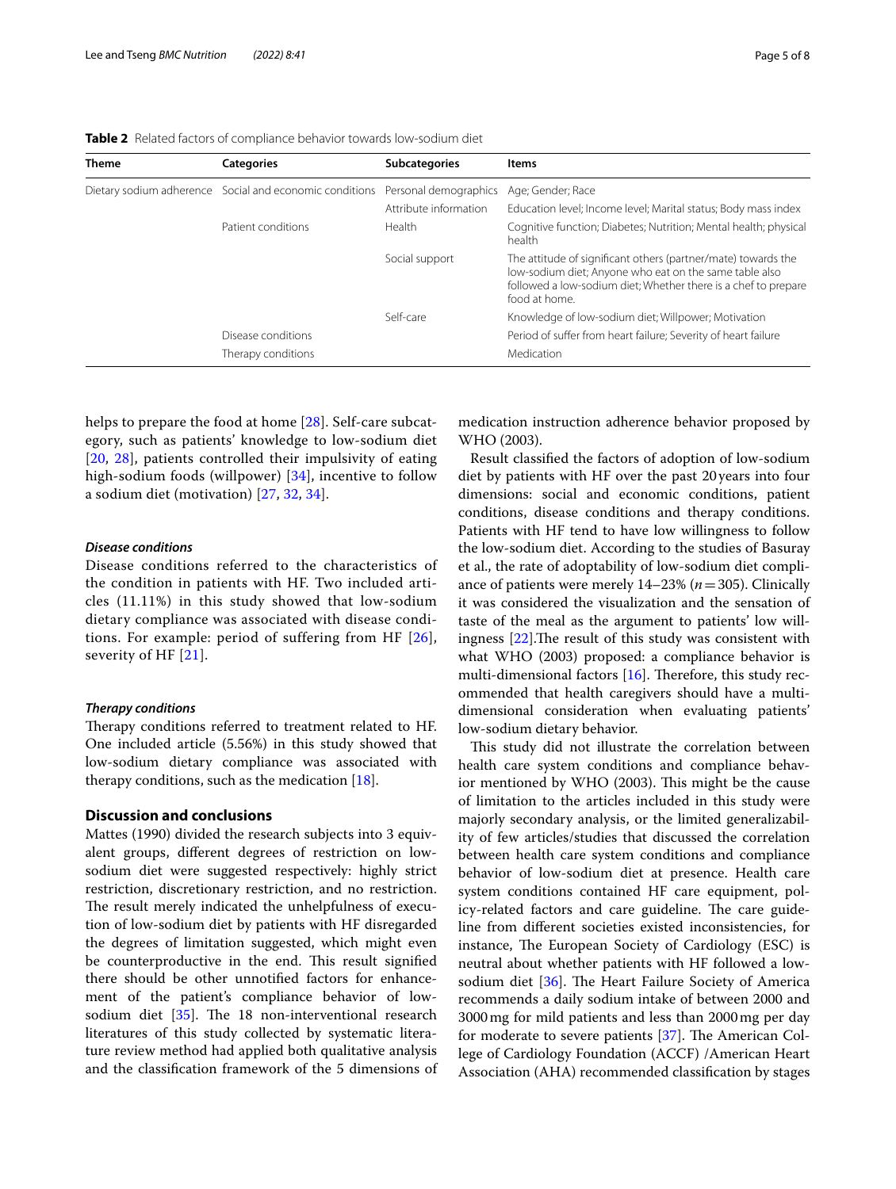**Table 2** Related factors of compliance behavior towards low-sodium diet

| Theme | Categories | Subcategories | Items |
|---|---|---|---|
| Dietary sodium adherence | Social and economic conditions | Personal demographics | Age; Gender; Race |
| | | Attribute information | Education level; Income level; Marital status; Body mass index |
| | Patient conditions | Health | Cognitive function; Diabetes; Nutrition; Mental health; physical health |
| | | Social support | The attitude of significant others (partner/mate) towards the low-sodium diet; Anyone who eat on the same table also followed a low-sodium diet; Whether there is a chef to prepare food at home. |
| | | Self-care | Knowledge of low-sodium diet; Willpower; Motivation |
| | Disease conditions | | Period of suffer from heart failure; Severity of heart failure |
| | Therapy conditions | | Medication |

helps to prepare the food at home [28]. Self-care subcategory, such as patients' knowledge to low-sodium diet [20, 28], patients controlled their impulsivity of eating high-sodium foods (willpower) [34], incentive to follow a sodium diet (motivation) [27, 32, 34].

#### *Disease conditions*

Disease conditions referred to the characteristics of the condition in patients with HF. Two included articles (11.11%) in this study showed that low-sodium dietary compliance was associated with disease conditions. For example: period of suffering from HF [26], severity of HF [21].

#### *Therapy conditions*

Therapy conditions referred to treatment related to HF. One included article (5.56%) in this study showed that low-sodium dietary compliance was associated with therapy conditions, such as the medication [18].

## Discussion and conclusions

Mattes (1990) divided the research subjects into 3 equivalent groups, different degrees of restriction on low-sodium diet were suggested respectively: highly strict restriction, discretionary restriction, and no restriction. The result merely indicated the unhelpfulness of execution of low-sodium diet by patients with HF disregarded the degrees of limitation suggested, which might even be counterproductive in the end. This result signified there should be other unnotified factors for enhancement of the patient's compliance behavior of low-sodium diet [35]. The 18 non-interventional research literatures of this study collected by systematic literature review method had applied both qualitative analysis and the classification framework of the 5 dimensions of medication instruction adherence behavior proposed by WHO (2003).

Result classified the factors of adoption of low-sodium diet by patients with HF over the past 20 years into four dimensions: social and economic conditions, patient conditions, disease conditions and therapy conditions. Patients with HF tend to have low willingness to follow the low-sodium diet. According to the studies of Basuray et al., the rate of adoptability of low-sodium diet compliance of patients were merely 14–23% ($n = 305$). Clinically it was considered the visualization and the sensation of taste of the meal as the argument to patients' low willingness [22].The result of this study was consistent with what WHO (2003) proposed: a compliance behavior is multi-dimensional factors [16]. Therefore, this study recommended that health caregivers should have a multi-dimensional consideration when evaluating patients' low-sodium dietary behavior.

This study did not illustrate the correlation between health care system conditions and compliance behavior mentioned by WHO (2003). This might be the cause of limitation to the articles included in this study were majorly secondary analysis, or the limited generalizability of few articles/studies that discussed the correlation between health care system conditions and compliance behavior of low-sodium diet at presence. Health care system conditions contained HF care equipment, policy-related factors and care guideline. The care guideline from different societies existed inconsistencies, for instance, The European Society of Cardiology (ESC) is neutral about whether patients with HF followed a low-sodium diet [36]. The Heart Failure Society of America recommends a daily sodium intake of between 2000 and 3000 mg for mild patients and less than 2000 mg per day for moderate to severe patients [37]. The American College of Cardiology Foundation (ACCF) /American Heart Association (AHA) recommended classification by stages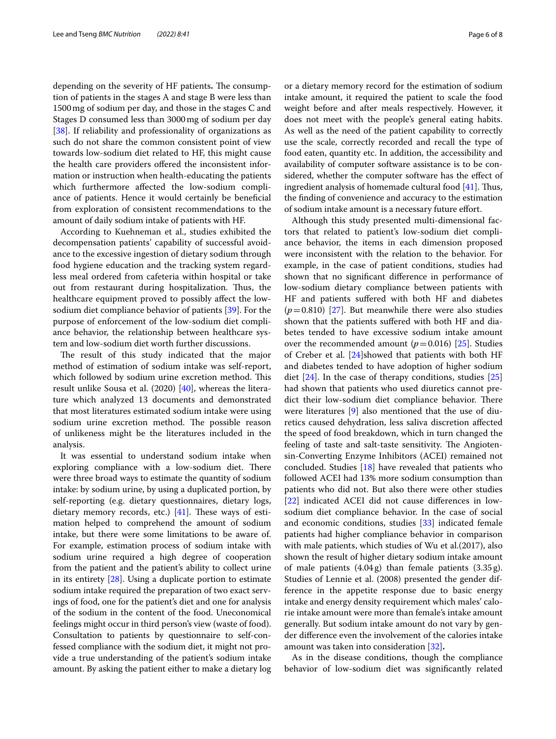depending on the severity of HF patients**.** The consumption of patients in the stages A and stage B were less than 1500 mg of sodium per day, and those in the stages C and Stages D consumed less than 3000 mg of sodium per day [38]. If reliability and professionality of organizations as such do not share the common consistent point of view towards low-sodium diet related to HF, this might cause the health care providers offered the inconsistent information or instruction when health-educating the patients which furthermore affected the low-sodium compliance of patients. Hence it would certainly be beneficial from exploration of consistent recommendations to the amount of daily sodium intake of patients with HF.

According to Kuehneman et al., studies exhibited the decompensation patients' capability of successful avoidance to the excessive ingestion of dietary sodium through food hygiene education and the tracking system regardless meal ordered from cafeteria within hospital or take out from restaurant during hospitalization. Thus, the healthcare equipment proved to possibly affect the low-sodium diet compliance behavior of patients [39]. For the purpose of enforcement of the low-sodium diet compliance behavior, the relationship between healthcare system and low-sodium diet worth further discussions.

The result of this study indicated that the major method of estimation of sodium intake was self-report, which followed by sodium urine excretion method. This result unlike Sousa et al. (2020) [40], whereas the literature which analyzed 13 documents and demonstrated that most literatures estimated sodium intake were using sodium urine excretion method. The possible reason of unlikeness might be the literatures included in the analysis.

It was essential to understand sodium intake when exploring compliance with a low-sodium diet. There were three broad ways to estimate the quantity of sodium intake: by sodium urine, by using a duplicated portion, by self-reporting (e.g. dietary questionnaires, dietary logs, dietary memory records, etc.) [41]. These ways of estimation helped to comprehend the amount of sodium intake, but there were some limitations to be aware of. For example, estimation process of sodium intake with sodium urine required a high degree of cooperation from the patient and the patient's ability to collect urine in its entirety [28]. Using a duplicate portion to estimate sodium intake required the preparation of two exact servings of food, one for the patient's diet and one for analysis of the sodium in the content of the food. Uneconomical feelings might occur in third person's view (waste of food). Consultation to patients by questionnaire to self-confessed compliance with the sodium diet, it might not provide a true understanding of the patient's sodium intake amount. By asking the patient either to make a dietary log or a dietary memory record for the estimation of sodium intake amount, it required the patient to scale the food weight before and after meals respectively. However, it does not meet with the people's general eating habits. As well as the need of the patient capability to correctly use the scale, correctly recorded and recall the type of food eaten, quantity etc. In addition, the accessibility and availability of computer software assistance is to be considered, whether the computer software has the effect of ingredient analysis of homemade cultural food [41]. Thus, the finding of convenience and accuracy to the estimation of sodium intake amount is a necessary future effort.

Although this study presented multi-dimensional factors that related to patient's low-sodium diet compliance behavior, the items in each dimension proposed were inconsistent with the relation to the behavior. For example, in the case of patient conditions, studies had shown that no significant difference in performance of low-sodium dietary compliance between patients with HF and patients suffered with both HF and diabetes ($p = 0.810$) [27]. But meanwhile there were also studies shown that the patients suffered with both HF and diabetes tended to have excessive sodium intake amount over the recommended amount ($p = 0.016$) [25]. Studies of Creber et al. [24]showed that patients with both HF and diabetes tended to have adoption of higher sodium diet [24]. In the case of therapy conditions, studies [25] had shown that patients who used diuretics cannot predict their low-sodium diet compliance behavior. There were literatures [9] also mentioned that the use of diuretics caused dehydration, less saliva discretion affected the speed of food breakdown, which in turn changed the feeling of taste and salt-taste sensitivity. The Angiotensin-Converting Enzyme Inhibitors (ACEI) remained not concluded. Studies [18] have revealed that patients who followed ACEI had 13% more sodium consumption than patients who did not. But also there were other studies [22] indicated ACEI did not cause differences in low-sodium diet compliance behavior. In the case of social and economic conditions, studies [33] indicated female patients had higher compliance behavior in comparison with male patients, which studies of Wu et al.(2017), also shown the result of higher dietary sodium intake amount of male patients (4.04 g) than female patients (3.35 g). Studies of Lennie et al. (2008) presented the gender difference in the appetite response due to basic energy intake and energy density requirement which males' calorie intake amount were more than female's intake amount generally. But sodium intake amount do not vary by gender difference even the involvement of the calories intake amount was taken into consideration [32]**.**

As in the disease conditions, though the compliance behavior of low-sodium diet was significantly related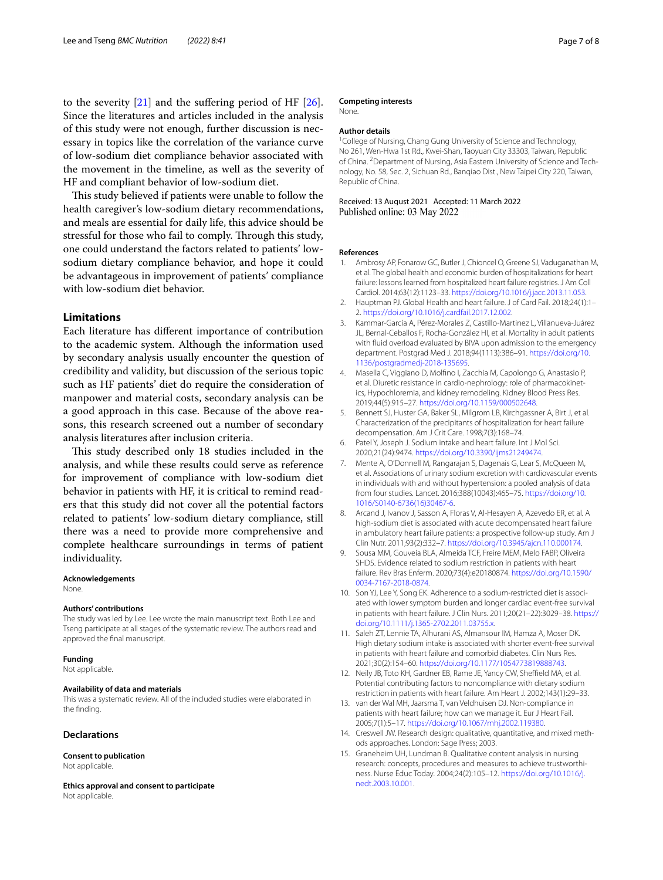to the severity [21] and the suffering period of HF [26]. Since the literatures and articles included in the analysis of this study were not enough, further discussion is necessary in topics like the correlation of the variance curve of low-sodium diet compliance behavior associated with the movement in the timeline, as well as the severity of HF and compliant behavior of low-sodium diet.

This study believed if patients were unable to follow the health caregiver's low-sodium dietary recommendations, and meals are essential for daily life, this advice should be stressful for those who fail to comply. Through this study, one could understand the factors related to patients' low-sodium dietary compliance behavior, and hope it could be advantageous in improvement of patients' compliance with low-sodium diet behavior.

## Limitations

Each literature has different importance of contribution to the academic system. Although the information used by secondary analysis usually encounter the question of credibility and validity, but discussion of the serious topic such as HF patients' diet do require the consideration of manpower and material costs, secondary analysis can be a good approach in this case. Because of the above reasons, this research screened out a number of secondary analysis literatures after inclusion criteria.

This study described only 18 studies included in the analysis, and while these results could serve as reference for improvement of compliance with low-sodium diet behavior in patients with HF, it is critical to remind readers that this study did not cover all the potential factors related to patients' low-sodium dietary compliance, still there was a need to provide more comprehensive and complete healthcare surroundings in terms of patient individuality.

#### Acknowledgements

None.

#### Authors' contributions

The study was led by Lee. Lee wrote the main manuscript text. Both Lee and Tseng participate at all stages of the systematic review. The authors read and approved the final manuscript.

#### Funding

Not applicable.

#### Availability of data and materials

This was a systematic review. All of the included studies were elaborated in the finding.

### Declarations

#### Consent to publication

Not applicable.

#### Ethics approval and consent to participate

Not applicable.

#### Competing interests

None.

#### Author details

[1]College of Nursing, Chang Gung University of Science and Technology, No 261, Wen-Hwa 1st Rd., Kwei-Shan, Taoyuan City 33303, Taiwan, Republic of China. [2]Department of Nursing, Asia Eastern University of Science and Technology, No. 58, Sec. 2, Sichuan Rd., Banqiao Dist., New Taipei City 220, Taiwan, Republic of China.

Received: 13 August 2021 Accepted: 11 March 2022
Published online: 03 May 2022

#### References

1. Ambrosy AP, Fonarow GC, Butler J, Chioncel O, Greene SJ, Vaduganathan M, et al. The global health and economic burden of hospitalizations for heart failure: lessons learned from hospitalized heart failure registries. J Am Coll Cardiol. 2014;63(12):1123–33. https://doi.org/10.1016/j.jacc.2013.11.053.
2. Hauptman PJ. Global Health and heart failure. J of Card Fail. 2018;24(1):1–2. https://doi.org/10.1016/j.cardfail.2017.12.002.
3. Kammar-García A, Pérez-Morales Z, Castillo-Martinez L, Villanueva-Juárez JL, Bernal-Ceballos F, Rocha-González HI, et al. Mortality in adult patients with fluid overload evaluated by BIVA upon admission to the emergency department. Postgrad Med J. 2018;94(1113):386–91. https://doi.org/10.1136/postgradmedj-2018-135695.
4. Masella C, Viggiano D, Molfino I, Zacchia M, Capolongo G, Anastasio P, et al. Diuretic resistance in cardio-nephrology: role of pharmacokinetics, Hypochloremia, and kidney remodeling. Kidney Blood Press Res. 2019;44(5):915–27. https://doi.org/10.1159/000502648.
5. Bennett SJ, Huster GA, Baker SL, Milgrom LB, Kirchgassner A, Birt J, et al. Characterization of the precipitants of hospitalization for heart failure decompensation. Am J Crit Care. 1998;7(3):168–74.
6. Patel Y, Joseph J. Sodium intake and heart failure. Int J Mol Sci. 2020;21(24):9474. https://doi.org/10.3390/ijms21249474.
7. Mente A, O'Donnell M, Rangarajan S, Dagenais G, Lear S, McQueen M, et al. Associations of urinary sodium excretion with cardiovascular events in individuals with and without hypertension: a pooled analysis of data from four studies. Lancet. 2016;388(10043):465–75. https://doi.org/10.1016/S0140-6736(16)30467-6.
8. Arcand J, Ivanov J, Sasson A, Floras V, Al-Hesayen A, Azevedo ER, et al. A high-sodium diet is associated with acute decompensated heart failure in ambulatory heart failure patients: a prospective follow-up study. Am J Clin Nutr. 2011;93(2):332–7. https://doi.org/10.3945/ajcn.110.000174.
9. Sousa MM, Gouveia BLA, Almeida TCF, Freire MEM, Melo FABP, Oliveira SHDS. Evidence related to sodium restriction in patients with heart failure. Rev Bras Enferm. 2020;73(4):e20180874. https://doi.org/10.1590/0034-7167-2018-0874.
10. Son YJ, Lee Y, Song EK. Adherence to a sodium-restricted diet is associated with lower symptom burden and longer cardiac event-free survival in patients with heart failure. J Clin Nurs. 2011;20(21–22):3029–38. https://doi.org/10.1111/j.1365-2702.2011.03755.x.
11. Saleh ZT, Lennie TA, Alhurani AS, Almansour IM, Hamza A, Moser DK. High dietary sodium intake is associated with shorter event-free survival in patients with heart failure and comorbid diabetes. Clin Nurs Res. 2021;30(2):154–60. https://doi.org/10.1177/1054773819888743.
12. Neily JB, Toto KH, Gardner EB, Rame JE, Yancy CW, Sheffield MA, et al. Potential contributing factors to noncompliance with dietary sodium restriction in patients with heart failure. Am Heart J. 2002;143(1):29–33.
13. van der Wal MH, Jaarsma T, van Veldhuisen DJ. Non-compliance in patients with heart failure; how can we manage it. Eur J Heart Fail. 2005;7(1):5–17. https://doi.org/10.1067/mhj.2002.119380.
14. Creswell JW. Research design: qualitative, quantitative, and mixed methods approaches. London: Sage Press; 2003.
15. Graneheim UH, Lundman B. Qualitative content analysis in nursing research: concepts, procedures and measures to achieve trustworthiness. Nurse Educ Today. 2004;24(2):105–12. https://doi.org/10.1016/j.nedt.2003.10.001.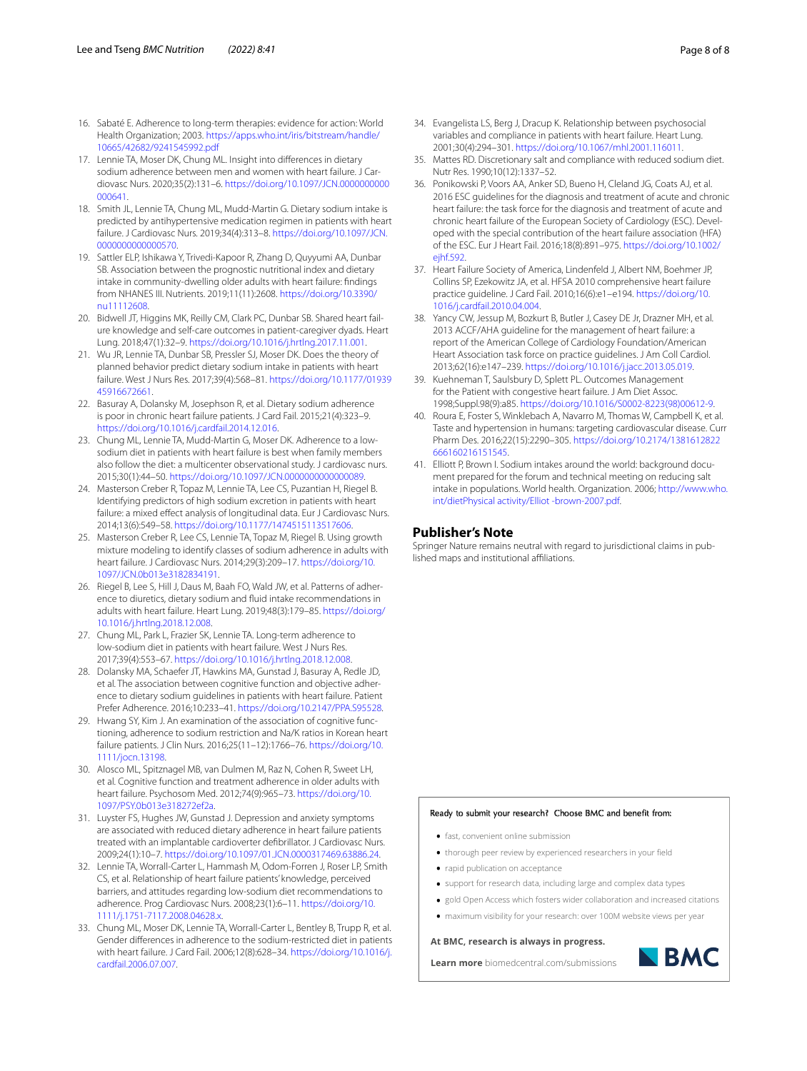16. Sabaté E. Adherence to long-term therapies: evidence for action: World Health Organization; 2003. https://apps.who.int/iris/bitstream/handle/10665/42682/9241545992.pdf
17. Lennie TA, Moser DK, Chung ML. Insight into differences in dietary sodium adherence between men and women with heart failure. J Cardiovasc Nurs. 2020;35(2):131–6. https://doi.org/10.1097/JCN.0000000000000641.
18. Smith JL, Lennie TA, Chung ML, Mudd-Martin G. Dietary sodium intake is predicted by antihypertensive medication regimen in patients with heart failure. J Cardiovasc Nurs. 2019;34(4):313–8. https://doi.org/10.1097/JCN.0000000000000570.
19. Sattler ELP, Ishikawa Y, Trivedi-Kapoor R, Zhang D, Quyyumi AA, Dunbar SB. Association between the prognostic nutritional index and dietary intake in community-dwelling older adults with heart failure: findings from NHANES III. Nutrients. 2019;11(11):2608. https://doi.org/10.3390/nu11112608.
20. Bidwell JT, Higgins MK, Reilly CM, Clark PC, Dunbar SB. Shared heart failure knowledge and self-care outcomes in patient-caregiver dyads. Heart Lung. 2018;47(1):32–9. https://doi.org/10.1016/j.hrtlng.2017.11.001.
21. Wu JR, Lennie TA, Dunbar SB, Pressler SJ, Moser DK. Does the theory of planned behavior predict dietary sodium intake in patients with heart failure. West J Nurs Res. 2017;39(4):568–81. https://doi.org/10.1177/0193945916672661.
22. Basuray A, Dolansky M, Josephson R, et al. Dietary sodium adherence is poor in chronic heart failure patients. J Card Fail. 2015;21(4):323–9. https://doi.org/10.1016/j.cardfail.2014.12.016.
23. Chung ML, Lennie TA, Mudd-Martin G, Moser DK. Adherence to a low-sodium diet in patients with heart failure is best when family members also follow the diet: a multicenter observational study. J cardiovasc nurs. 2015;30(1):44–50. https://doi.org/10.1097/JCN.0000000000000089.
24. Masterson Creber R, Topaz M, Lennie TA, Lee CS, Puzantian H, Riegel B. Identifying predictors of high sodium excretion in patients with heart failure: a mixed effect analysis of longitudinal data. Eur J Cardiovasc Nurs. 2014;13(6):549–58. https://doi.org/10.1177/1474515113517606.
25. Masterson Creber R, Lee CS, Lennie TA, Topaz M, Riegel B. Using growth mixture modeling to identify classes of sodium adherence in adults with heart failure. J Cardiovasc Nurs. 2014;29(3):209–17. https://doi.org/10.1097/JCN.0b013e3182834191.
26. Riegel B, Lee S, Hill J, Daus M, Baah FO, Wald JW, et al. Patterns of adherence to diuretics, dietary sodium and fluid intake recommendations in adults with heart failure. Heart Lung. 2019;48(3):179–85. https://doi.org/10.1016/j.hrtlng.2018.12.008.
27. Chung ML, Park L, Frazier SK, Lennie TA. Long-term adherence to low-sodium diet in patients with heart failure. West J Nurs Res. 2017;39(4):553–67. https://doi.org/10.1016/j.hrtlng.2018.12.008.
28. Dolansky MA, Schaefer JT, Hawkins MA, Gunstad J, Basuray A, Redle JD, et al. The association between cognitive function and objective adherence to dietary sodium guidelines in patients with heart failure. Patient Prefer Adherence. 2016;10:233–41. https://doi.org/10.2147/PPA.S95528.
29. Hwang SY, Kim J. An examination of the association of cognitive functioning, adherence to sodium restriction and Na/K ratios in Korean heart failure patients. J Clin Nurs. 2016;25(11–12):1766–76. https://doi.org/10.1111/jocn.13198.
30. Alosco ML, Spitznagel MB, van Dulmen M, Raz N, Cohen R, Sweet LH, et al. Cognitive function and treatment adherence in older adults with heart failure. Psychosom Med. 2012;74(9):965–73. https://doi.org/10.1097/PSY.0b013e318272ef2a.
31. Luyster FS, Hughes JW, Gunstad J. Depression and anxiety symptoms are associated with reduced dietary adherence in heart failure patients treated with an implantable cardioverter defibrillator. J Cardiovasc Nurs. 2009;24(1):10–7. https://doi.org/10.1097/01.JCN.0000317469.63886.24.
32. Lennie TA, Worrall-Carter L, Hammash M, Odom-Forren J, Roser LP, Smith CS, et al. Relationship of heart failure patients' knowledge, perceived barriers, and attitudes regarding low-sodium diet recommendations to adherence. Prog Cardiovasc Nurs. 2008;23(1):6–11. https://doi.org/10.1111/j.1751-7117.2008.04628.x.
33. Chung ML, Moser DK, Lennie TA, Worrall-Carter L, Bentley B, Trupp R, et al. Gender differences in adherence to the sodium-restricted diet in patients with heart failure. J Card Fail. 2006;12(8):628–34. https://doi.org/10.1016/j.cardfail.2006.07.007.
34. Evangelista LS, Berg J, Dracup K. Relationship between psychosocial variables and compliance in patients with heart failure. Heart Lung. 2001;30(4):294–301. https://doi.org/10.1067/mhl.2001.116011.
35. Mattes RD. Discretionary salt and compliance with reduced sodium diet. Nutr Res. 1990;10(12):1337–52.
36. Ponikowski P, Voors AA, Anker SD, Bueno H, Cleland JG, Coats AJ, et al. 2016 ESC guidelines for the diagnosis and treatment of acute and chronic heart failure: the task force for the diagnosis and treatment of acute and chronic heart failure of the European Society of Cardiology (ESC). Developed with the special contribution of the heart failure association (HFA) of the ESC. Eur J Heart Fail. 2016;18(8):891–975. https://doi.org/10.1002/ejhf.592.
37. Heart Failure Society of America, Lindenfeld J, Albert NM, Boehmer JP, Collins SP, Ezekowitz JA, et al. HFSA 2010 comprehensive heart failure practice guideline. J Card Fail. 2010;16(6):e1–e194. https://doi.org/10.1016/j.cardfail.2010.04.004.
38. Yancy CW, Jessup M, Bozkurt B, Butler J, Casey DE Jr, Drazner MH, et al. 2013 ACCF/AHA guideline for the management of heart failure: a report of the American College of Cardiology Foundation/American Heart Association task force on practice guidelines. J Am Coll Cardiol. 2013;62(16):e147–239. https://doi.org/10.1016/j.jacc.2013.05.019.
39. Kuehneman T, Saulsbury D, Splett PL. Outcomes Management for the Patient with congestive heart failure. J Am Diet Assoc. 1998;Suppl.98(9):a85. https://doi.org/10.1016/S0002-8223(98)00612-9.
40. Roura E, Foster S, Winklebach A, Navarro M, Thomas W, Campbell K, et al. Taste and hypertension in humans: targeting cardiovascular disease. Curr Pharm Des. 2016;22(15):2290–305. https://doi.org/10.2174/1381612822666160216151545.
41. Elliott P, Brown I. Sodium intakes around the world: background document prepared for the forum and technical meeting on reducing salt intake in populations. World health. Organization. 2006; http://www.who.int/dietPhysical activity/Elliot -brown-2007.pdf.

## Publisher's Note

Springer Nature remains neutral with regard to jurisdictional claims in published maps and institutional affiliations.

Ready to submit your research? Choose BMC and benefit from:

- fast, convenient online submission
- thorough peer review by experienced researchers in your field
- rapid publication on acceptance
- support for research data, including large and complex data types
- gold Open Access which fosters wider collaboration and increased citations
- maximum visibility for your research: over 100M website views per year

**At BMC, research is always in progress.**

**Learn more** biomedcentral.com/submissions

BMC